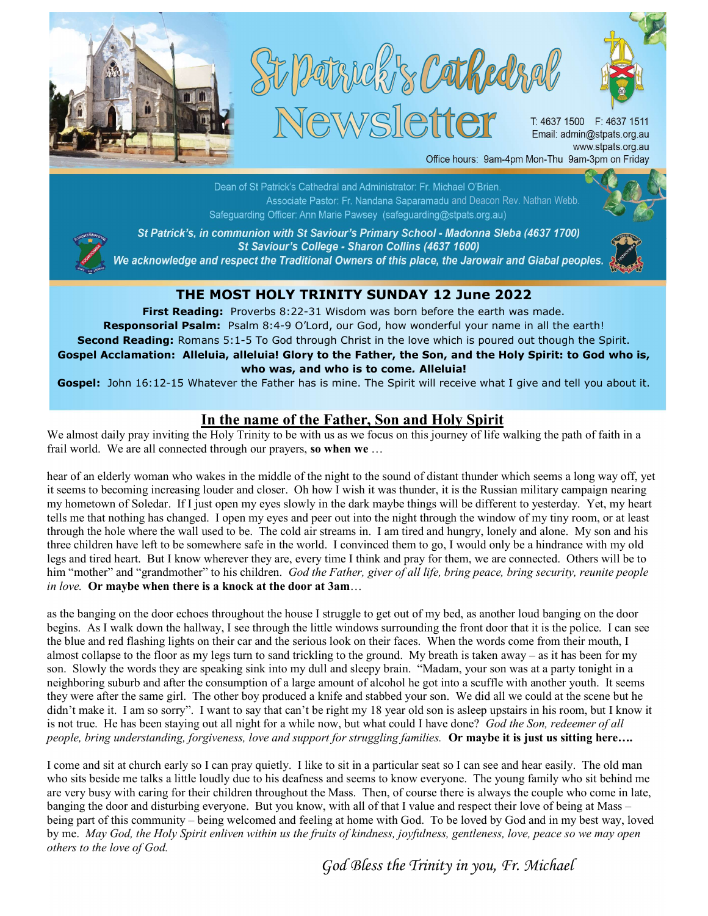# St Patrick's Cathedral Newsletter

T: 4637 1500 F: 4637 1511
Email: admin@stpats.org.au
www.stpats.org.au
Office hours: 9am-4pm Mon-Thu 9am-3pm on Friday

Dean of St Patrick's Cathedral and Administrator: Fr. Michael O'Brien.
Associate Pastor: Fr. Nandana Saparamadu and Deacon Rev. Nathan Webb.
Safeguarding Officer: Ann Marie Pawsey (safeguarding@stpats.org.au)

***St Patrick's, in communion with St Saviour's Primary School - Madonna Sleba (4637 1700)***
***St Saviour's College - Sharon Collins (4637 1600)***
***We acknowledge and respect the Traditional Owners of this place, the Jarowair and Giabal peoples.***

## THE MOST HOLY TRINITY SUNDAY 12 June 2022

**First Reading:** Proverbs 8:22-31 Wisdom was born before the earth was made.
**Responsorial Psalm:** Psalm 8:4-9 O'Lord, our God, how wonderful your name in all the earth!
**Second Reading:** Romans 5:1-5 To God through Christ in the love which is poured out though the Spirit.
**Gospel Acclamation: Alleluia, alleluia! Glory to the Father, the Son, and the Holy Spirit: to God who is, who was, and who is to come. Alleluia!**
**Gospel:** John 16:12-15 Whatever the Father has is mine. The Spirit will receive what I give and tell you about it.

## In the name of the Father, Son and Holy Spirit

We almost daily pray inviting the Holy Trinity to be with us as we focus on this journey of life walking the path of faith in a frail world. We are all connected through our prayers, **so when we** …

hear of an elderly woman who wakes in the middle of the night to the sound of distant thunder which seems a long way off, yet it seems to becoming increasing louder and closer. Oh how I wish it was thunder, it is the Russian military campaign nearing my hometown of Soledar. If I just open my eyes slowly in the dark maybe things will be different to yesterday. Yet, my heart tells me that nothing has changed. I open my eyes and peer out into the night through the window of my tiny room, or at least through the hole where the wall used to be. The cold air streams in. I am tired and hungry, lonely and alone. My son and his three children have left to be somewhere safe in the world. I convinced them to go, I would only be a hindrance with my old legs and tired heart. But I know wherever they are, every time I think and pray for them, we are connected. Others will be to him "mother" and "grandmother" to his children. *God the Father, giver of all life, bring peace, bring security, reunite people in love.* **Or maybe when there is a knock at the door at 3am**…

as the banging on the door echoes throughout the house I struggle to get out of my bed, as another loud banging on the door begins. As I walk down the hallway, I see through the little windows surrounding the front door that it is the police. I can see the blue and red flashing lights on their car and the serious look on their faces. When the words come from their mouth, I almost collapse to the floor as my legs turn to sand trickling to the ground. My breath is taken away – as it has been for my son. Slowly the words they are speaking sink into my dull and sleepy brain. "Madam, your son was at a party tonight in a neighboring suburb and after the consumption of a large amount of alcohol he got into a scuffle with another youth. It seems they were after the same girl. The other boy produced a knife and stabbed your son. We did all we could at the scene but he didn't make it. I am so sorry". I want to say that can't be right my 18 year old son is asleep upstairs in his room, but I know it is not true. He has been staying out all night for a while now, but what could I have done? *God the Son, redeemer of all people, bring understanding, forgiveness, love and support for struggling families.* **Or maybe it is just us sitting here….**

I come and sit at church early so I can pray quietly. I like to sit in a particular seat so I can see and hear easily. The old man who sits beside me talks a little loudly due to his deafness and seems to know everyone. The young family who sit behind me are very busy with caring for their children throughout the Mass. Then, of course there is always the couple who come in late, banging the door and disturbing everyone. But you know, with all of that I value and respect their love of being at Mass – being part of this community – being welcomed and feeling at home with God. To be loved by God and in my best way, loved by me. *May God, the Holy Spirit enliven within us the fruits of kindness, joyfulness, gentleness, love, peace so we may open others to the love of God.*

*God Bless the Trinity in you, Fr. Michael*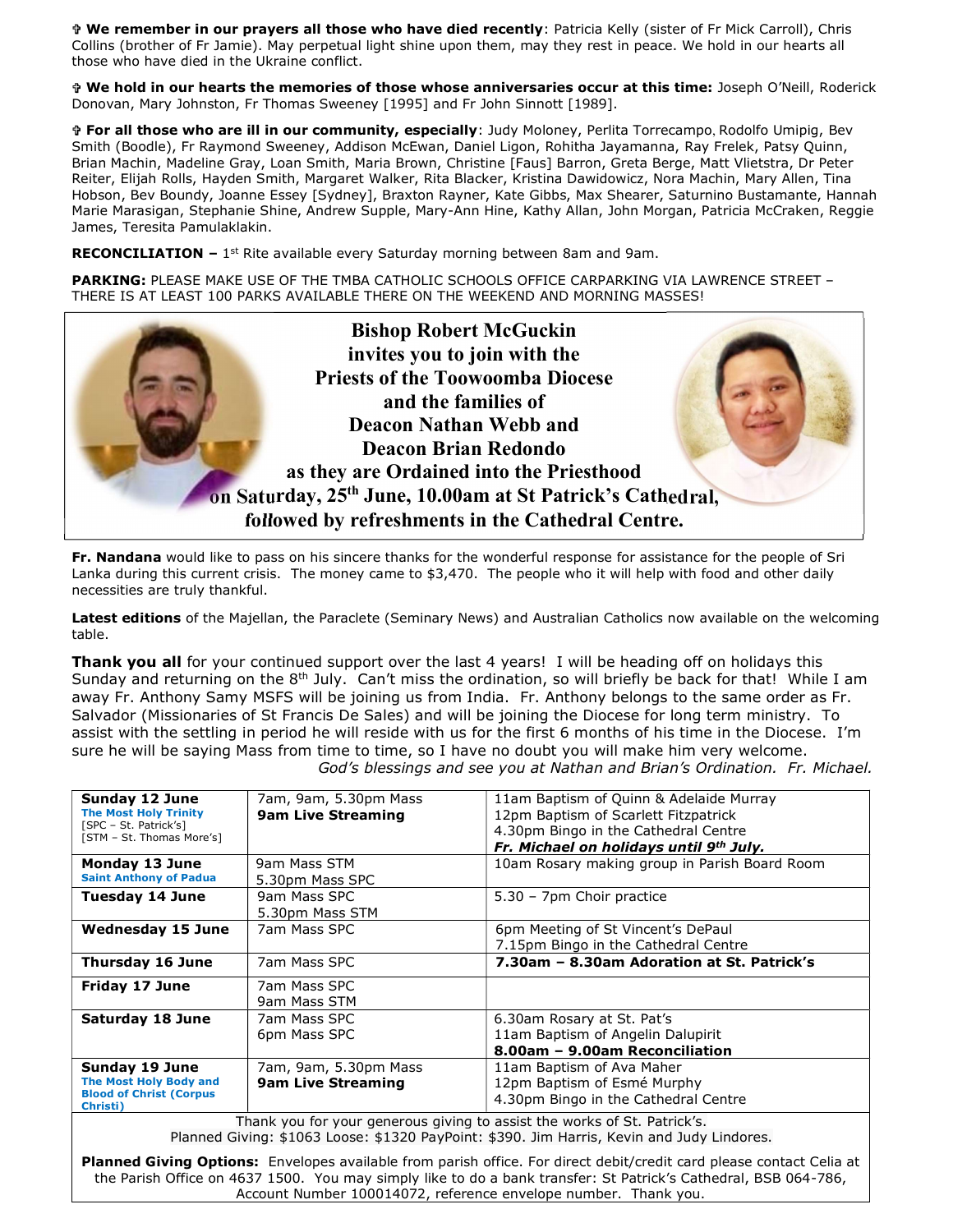✞ **We remember in our prayers all those who have died recently**: Patricia Kelly (sister of Fr Mick Carroll), Chris Collins (brother of Fr Jamie). May perpetual light shine upon them, may they rest in peace. We hold in our hearts all those who have died in the Ukraine conflict.

✞ **We hold in our hearts the memories of those whose anniversaries occur at this time:** Joseph O'Neill, Roderick Donovan, Mary Johnston, Fr Thomas Sweeney [1995] and Fr John Sinnott [1989].

✞ **For all those who are ill in our community, especially**: Judy Moloney, Perlita Torrecampo, Rodolfo Umipig, Bev Smith (Boodle), Fr Raymond Sweeney, Addison McEwan, Daniel Ligon, Rohitha Jayamanna, Ray Frelek, Patsy Quinn, Brian Machin, Madeline Gray, Loan Smith, Maria Brown, Christine [Faus] Barron, Greta Berge, Matt Vlietstra, Dr Peter Reiter, Elijah Rolls, Hayden Smith, Margaret Walker, Rita Blacker, Kristina Dawidowicz, Nora Machin, Mary Allen, Tina Hobson, Bev Boundy, Joanne Essey [Sydney], Braxton Rayner, Kate Gibbs, Max Shearer, Saturnino Bustamante, Hannah Marie Marasigan, Stephanie Shine, Andrew Supple, Mary-Ann Hine, Kathy Allan, John Morgan, Patricia McCraken, Reggie James, Teresita Pamulaklakin.

**RECONCILIATION –** 1st Rite available every Saturday morning between 8am and 9am.

**PARKING:** PLEASE MAKE USE OF THE TMBA CATHOLIC SCHOOLS OFFICE CARPARKING VIA LAWRENCE STREET – THERE IS AT LEAST 100 PARKS AVAILABLE THERE ON THE WEEKEND AND MORNING MASSES!

**Bishop Robert McGuckin invites you to join with the Priests of the Toowoomba Diocese and the families of Deacon Nathan Webb and Deacon Brian Redondo as they are Ordained into the Priesthood on Saturday, 25th June, 10.00am at St Patrick's Cathedral, followed by refreshments in the Cathedral Centre.**

**Fr. Nandana** would like to pass on his sincere thanks for the wonderful response for assistance for the people of Sri Lanka during this current crisis. The money came to $3,470. The people who it will help with food and other daily necessities are truly thankful.

**Latest editions** of the Majellan, the Paraclete (Seminary News) and Australian Catholics now available on the welcoming table.

**Thank you all** for your continued support over the last 4 years! I will be heading off on holidays this Sunday and returning on the 8th July. Can't miss the ordination, so will briefly be back for that! While I am away Fr. Anthony Samy MSFS will be joining us from India. Fr. Anthony belongs to the same order as Fr. Salvador (Missionaries of St Francis De Sales) and will be joining the Diocese for long term ministry. To assist with the settling in period he will reside with us for the first 6 months of his time in the Diocese. I'm sure he will be saying Mass from time to time, so I have no doubt you will make him very welcome.

*God's blessings and see you at Nathan and Brian's Ordination. Fr. Michael.*

| | | |
|---|---|---|
| **Sunday 12 June** The Most Holy Trinity [SPC – St. Patrick's] [STM – St. Thomas More's] | 7am, 9am, 5.30pm Mass **9am Live Streaming** | 11am Baptism of Quinn & Adelaide Murray<br>12pm Baptism of Scarlett Fitzpatrick<br>4.30pm Bingo in the Cathedral Centre<br>***Fr. Michael on holidays until 9th July.*** |
| **Monday 13 June** Saint Anthony of Padua | 9am Mass STM<br>5.30pm Mass SPC | 10am Rosary making group in Parish Board Room |
| **Tuesday 14 June** | 9am Mass SPC<br>5.30pm Mass STM | 5.30 – 7pm Choir practice |
| **Wednesday 15 June** | 7am Mass SPC | 6pm Meeting of St Vincent's DePaul<br>7.15pm Bingo in the Cathedral Centre |
| **Thursday 16 June** | 7am Mass SPC | **7.30am – 8.30am Adoration at St. Patrick's** |
| **Friday 17 June** | 7am Mass SPC<br>9am Mass STM | |
| **Saturday 18 June** | 7am Mass SPC<br>6pm Mass SPC | 6.30am Rosary at St. Pat's<br>11am Baptism of Angelin Dalupirit<br>**8.00am – 9.00am Reconciliation** |
| **Sunday 19 June** The Most Holy Body and Blood of Christ (Corpus Christi) | 7am, 9am, 5.30pm Mass **9am Live Streaming** | 11am Baptism of Ava Maher<br>12pm Baptism of Esmé Murphy<br>4.30pm Bingo in the Cathedral Centre |

Thank you for your generous giving to assist the works of St. Patrick's.
Planned Giving: $1063 Loose: $1320 PayPoint: $390. Jim Harris, Kevin and Judy Lindores.

**Planned Giving Options:** Envelopes available from parish office. For direct debit/credit card please contact Celia at the Parish Office on 4637 1500. You may simply like to do a bank transfer: St Patrick's Cathedral, BSB 064-786, Account Number 100014072, reference envelope number. Thank you.